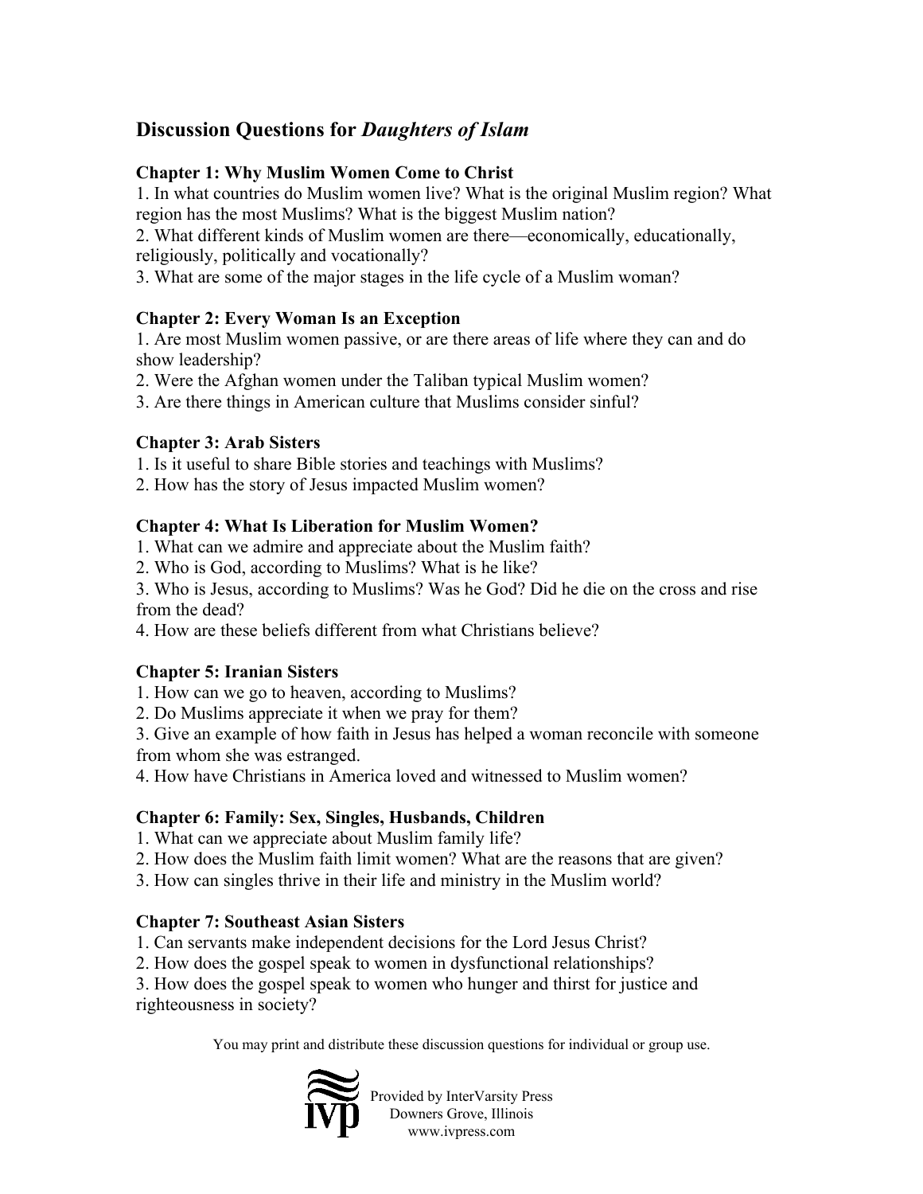## Discussion Questions for *Daughters of Islam*

### Chapter 1: Why Muslim Women Come to Christ

1. In what countries do Muslim women live? What is the original Muslim region? What region has the most Muslims? What is the biggest Muslim nation?
2. What different kinds of Muslim women are there—economically, educationally, religiously, politically and vocationally?
3. What are some of the major stages in the life cycle of a Muslim woman?

### Chapter 2: Every Woman Is an Exception

1. Are most Muslim women passive, or are there areas of life where they can and do show leadership?
2. Were the Afghan women under the Taliban typical Muslim women?
3. Are there things in American culture that Muslims consider sinful?

### Chapter 3: Arab Sisters

1. Is it useful to share Bible stories and teachings with Muslims?
2. How has the story of Jesus impacted Muslim women?

### Chapter 4: What Is Liberation for Muslim Women?

1. What can we admire and appreciate about the Muslim faith?
2. Who is God, according to Muslims? What is he like?
3. Who is Jesus, according to Muslims? Was he God? Did he die on the cross and rise from the dead?
4. How are these beliefs different from what Christians believe?

### Chapter 5: Iranian Sisters

1. How can we go to heaven, according to Muslims?
2. Do Muslims appreciate it when we pray for them?
3. Give an example of how faith in Jesus has helped a woman reconcile with someone from whom she was estranged.
4. How have Christians in America loved and witnessed to Muslim women?

### Chapter 6: Family: Sex, Singles, Husbands, Children

1. What can we appreciate about Muslim family life?
2. How does the Muslim faith limit women? What are the reasons that are given?
3. How can singles thrive in their life and ministry in the Muslim world?

### Chapter 7: Southeast Asian Sisters

1. Can servants make independent decisions for the Lord Jesus Christ?
2. How does the gospel speak to women in dysfunctional relationships?
3. How does the gospel speak to women who hunger and thirst for justice and righteousness in society?

You may print and distribute these discussion questions for individual or group use.

Provided by InterVarsity Press
Downers Grove, Illinois
www.ivpress.com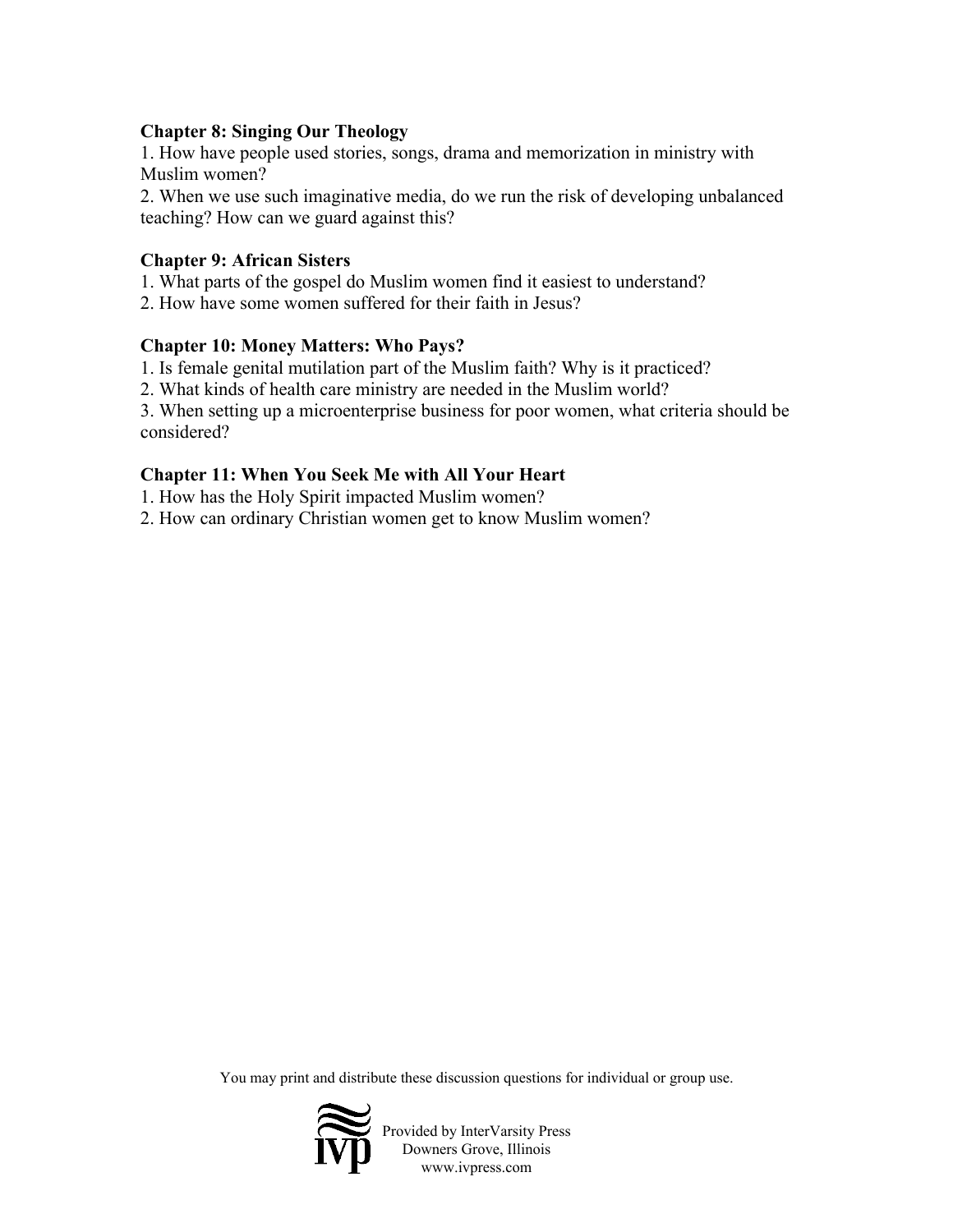**Chapter 8: Singing Our Theology**

1. How have people used stories, songs, drama and memorization in ministry with Muslim women?
2. When we use such imaginative media, do we run the risk of developing unbalanced teaching? How can we guard against this?

**Chapter 9: African Sisters**

1. What parts of the gospel do Muslim women find it easiest to understand?
2. How have some women suffered for their faith in Jesus?

**Chapter 10: Money Matters: Who Pays?**

1. Is female genital mutilation part of the Muslim faith? Why is it practiced?
2. What kinds of health care ministry are needed in the Muslim world?
3. When setting up a microenterprise business for poor women, what criteria should be considered?

**Chapter 11: When You Seek Me with All Your Heart**

1. How has the Holy Spirit impacted Muslim women?
2. How can ordinary Christian women get to know Muslim women?

You may print and distribute these discussion questions for individual or group use.

Provided by InterVarsity Press
Downers Grove, Illinois
www.ivpress.com